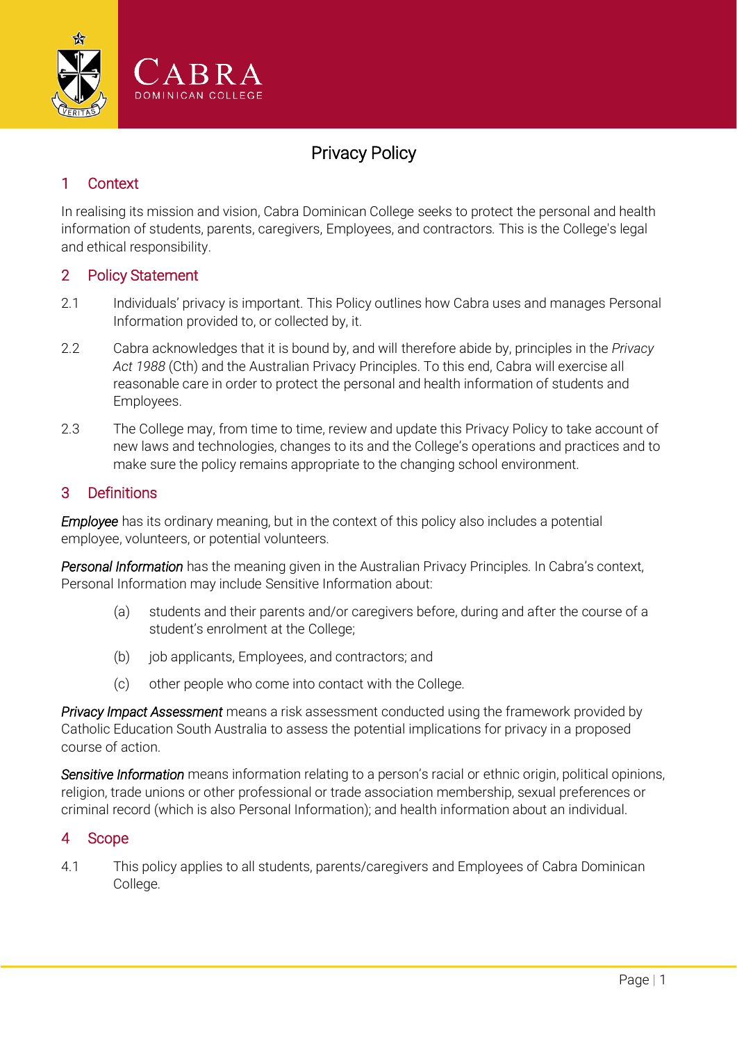# Privacy Policy

## 1 Context

In realising its mission and vision, Cabra Dominican College seeks to protect the personal and health information of students, parents, caregivers, Employees, and contractors. This is the College's legal and ethical responsibility.

## 2 Policy Statement

2.1 Individuals' privacy is important. This Policy outlines how Cabra uses and manages Personal Information provided to, or collected by, it.

2.2 Cabra acknowledges that it is bound by, and will therefore abide by, principles in the *Privacy Act 1988* (Cth) and the Australian Privacy Principles. To this end, Cabra will exercise all reasonable care in order to protect the personal and health information of students and Employees.

2.3 The College may, from time to time, review and update this Privacy Policy to take account of new laws and technologies, changes to its and the College's operations and practices and to make sure the policy remains appropriate to the changing school environment.

## 3 Definitions

*Employee* has its ordinary meaning, but in the context of this policy also includes a potential employee, volunteers, or potential volunteers.

*Personal Information* has the meaning given in the Australian Privacy Principles. In Cabra's context, Personal Information may include Sensitive Information about:

(a) students and their parents and/or caregivers before, during and after the course of a student's enrolment at the College;

(b) job applicants, Employees, and contractors; and

(c) other people who come into contact with the College.

*Privacy Impact Assessment* means a risk assessment conducted using the framework provided by Catholic Education South Australia to assess the potential implications for privacy in a proposed course of action.

*Sensitive Information* means information relating to a person's racial or ethnic origin, political opinions, religion, trade unions or other professional or trade association membership, sexual preferences or criminal record (which is also Personal Information); and health information about an individual.

## 4 Scope

4.1 This policy applies to all students, parents/caregivers and Employees of Cabra Dominican College.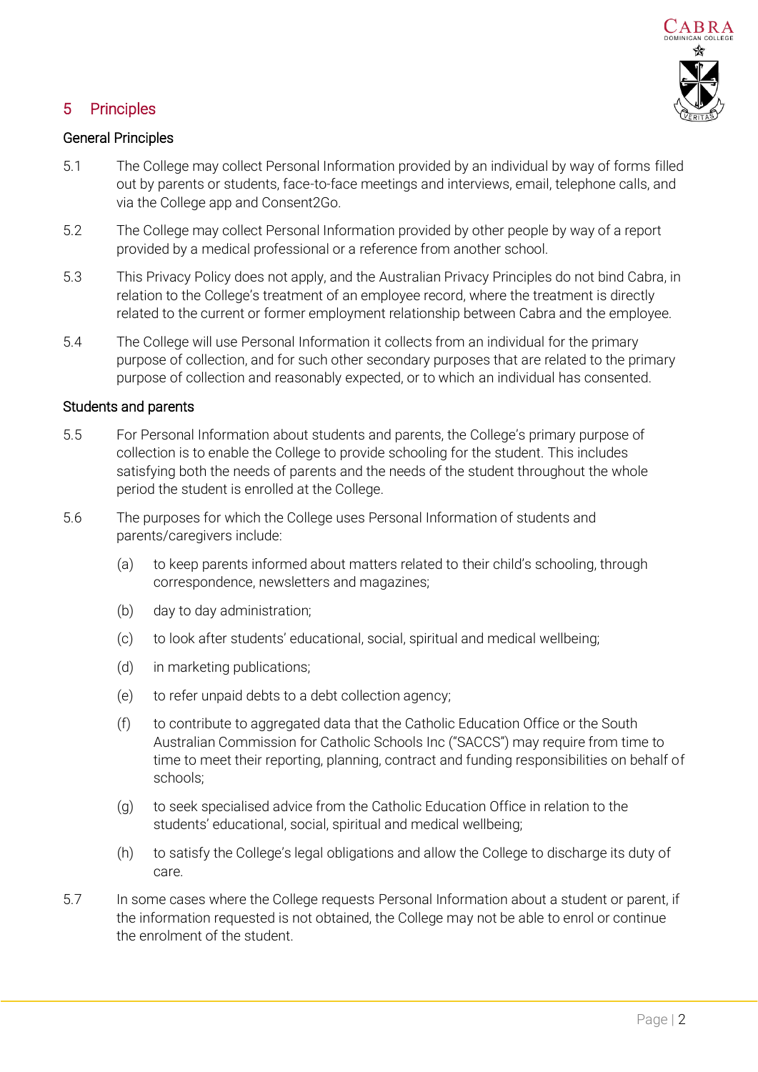## 5 Principles

### General Principles

5.1 The College may collect Personal Information provided by an individual by way of forms filled out by parents or students, face-to-face meetings and interviews, email, telephone calls, and via the College app and Consent2Go.

5.2 The College may collect Personal Information provided by other people by way of a report provided by a medical professional or a reference from another school.

5.3 This Privacy Policy does not apply, and the Australian Privacy Principles do not bind Cabra, in relation to the College's treatment of an employee record, where the treatment is directly related to the current or former employment relationship between Cabra and the employee.

5.4 The College will use Personal Information it collects from an individual for the primary purpose of collection, and for such other secondary purposes that are related to the primary purpose of collection and reasonably expected, or to which an individual has consented.

### Students and parents

5.5 For Personal Information about students and parents, the College's primary purpose of collection is to enable the College to provide schooling for the student. This includes satisfying both the needs of parents and the needs of the student throughout the whole period the student is enrolled at the College.

5.6 The purposes for which the College uses Personal Information of students and parents/caregivers include:

- (a) to keep parents informed about matters related to their child's schooling, through correspondence, newsletters and magazines;
- (b) day to day administration;
- (c) to look after students' educational, social, spiritual and medical wellbeing;
- (d) in marketing publications;
- (e) to refer unpaid debts to a debt collection agency;
- (f) to contribute to aggregated data that the Catholic Education Office or the South Australian Commission for Catholic Schools Inc ("SACCS") may require from time to time to meet their reporting, planning, contract and funding responsibilities on behalf of schools;
- (g) to seek specialised advice from the Catholic Education Office in relation to the students' educational, social, spiritual and medical wellbeing;
- (h) to satisfy the College's legal obligations and allow the College to discharge its duty of care.

5.7 In some cases where the College requests Personal Information about a student or parent, if the information requested is not obtained, the College may not be able to enrol or continue the enrolment of the student.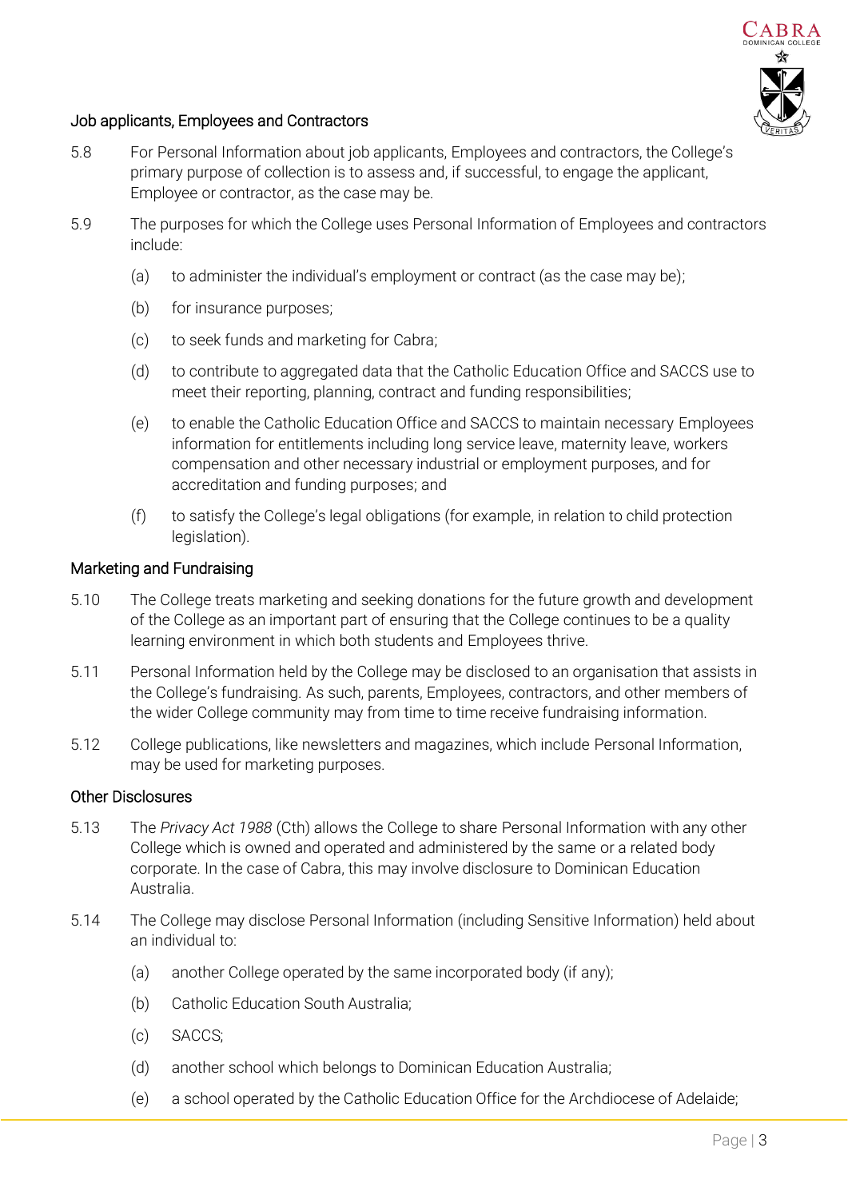### Job applicants, Employees and Contractors

5.8 For Personal Information about job applicants, Employees and contractors, the College's primary purpose of collection is to assess and, if successful, to engage the applicant, Employee or contractor, as the case may be.

5.9 The purposes for which the College uses Personal Information of Employees and contractors include:

(a) to administer the individual's employment or contract (as the case may be);

(b) for insurance purposes;

(c) to seek funds and marketing for Cabra;

(d) to contribute to aggregated data that the Catholic Education Office and SACCS use to meet their reporting, planning, contract and funding responsibilities;

(e) to enable the Catholic Education Office and SACCS to maintain necessary Employees information for entitlements including long service leave, maternity leave, workers compensation and other necessary industrial or employment purposes, and for accreditation and funding purposes; and

(f) to satisfy the College's legal obligations (for example, in relation to child protection legislation).

### Marketing and Fundraising

5.10 The College treats marketing and seeking donations for the future growth and development of the College as an important part of ensuring that the College continues to be a quality learning environment in which both students and Employees thrive.

5.11 Personal Information held by the College may be disclosed to an organisation that assists in the College's fundraising. As such, parents, Employees, contractors, and other members of the wider College community may from time to time receive fundraising information.

5.12 College publications, like newsletters and magazines, which include Personal Information, may be used for marketing purposes.

### Other Disclosures

5.13 The *Privacy Act 1988* (Cth) allows the College to share Personal Information with any other College which is owned and operated and administered by the same or a related body corporate. In the case of Cabra, this may involve disclosure to Dominican Education Australia.

5.14 The College may disclose Personal Information (including Sensitive Information) held about an individual to:

(a) another College operated by the same incorporated body (if any);

(b) Catholic Education South Australia;

(c) SACCS;

(d) another school which belongs to Dominican Education Australia;

(e) a school operated by the Catholic Education Office for the Archdiocese of Adelaide;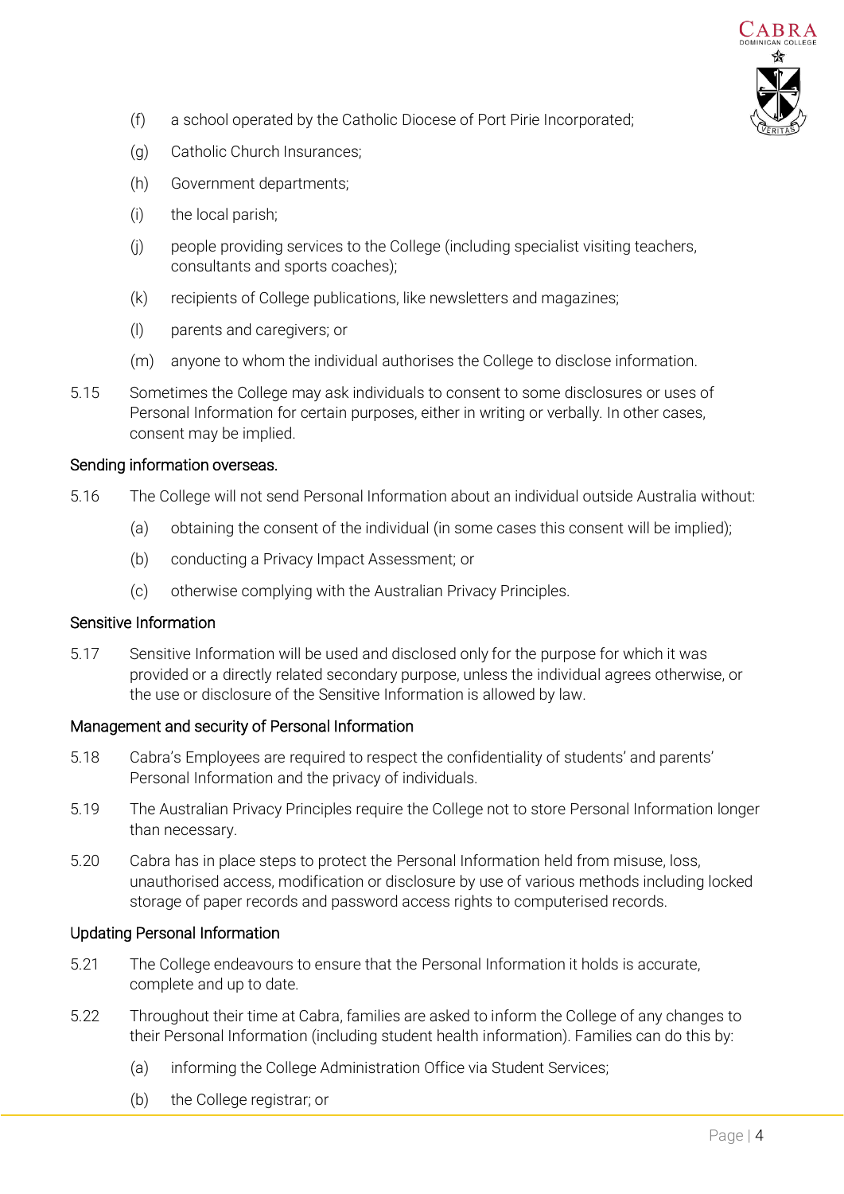(f) a school operated by the Catholic Diocese of Port Pirie Incorporated;

(g) Catholic Church Insurances;

(h) Government departments;

(i) the local parish;

(j) people providing services to the College (including specialist visiting teachers, consultants and sports coaches);

(k) recipients of College publications, like newsletters and magazines;

(l) parents and caregivers; or

(m) anyone to whom the individual authorises the College to disclose information.

5.15 Sometimes the College may ask individuals to consent to some disclosures or uses of Personal Information for certain purposes, either in writing or verbally. In other cases, consent may be implied.

### Sending information overseas.

5.16 The College will not send Personal Information about an individual outside Australia without:

(a) obtaining the consent of the individual (in some cases this consent will be implied);

(b) conducting a Privacy Impact Assessment; or

(c) otherwise complying with the Australian Privacy Principles.

### Sensitive Information

5.17 Sensitive Information will be used and disclosed only for the purpose for which it was provided or a directly related secondary purpose, unless the individual agrees otherwise, or the use or disclosure of the Sensitive Information is allowed by law.

### Management and security of Personal Information

5.18 Cabra's Employees are required to respect the confidentiality of students' and parents' Personal Information and the privacy of individuals.

5.19 The Australian Privacy Principles require the College not to store Personal Information longer than necessary.

5.20 Cabra has in place steps to protect the Personal Information held from misuse, loss, unauthorised access, modification or disclosure by use of various methods including locked storage of paper records and password access rights to computerised records.

### Updating Personal Information

5.21 The College endeavours to ensure that the Personal Information it holds is accurate, complete and up to date.

5.22 Throughout their time at Cabra, families are asked to inform the College of any changes to their Personal Information (including student health information). Families can do this by:

(a) informing the College Administration Office via Student Services;

(b) the College registrar; or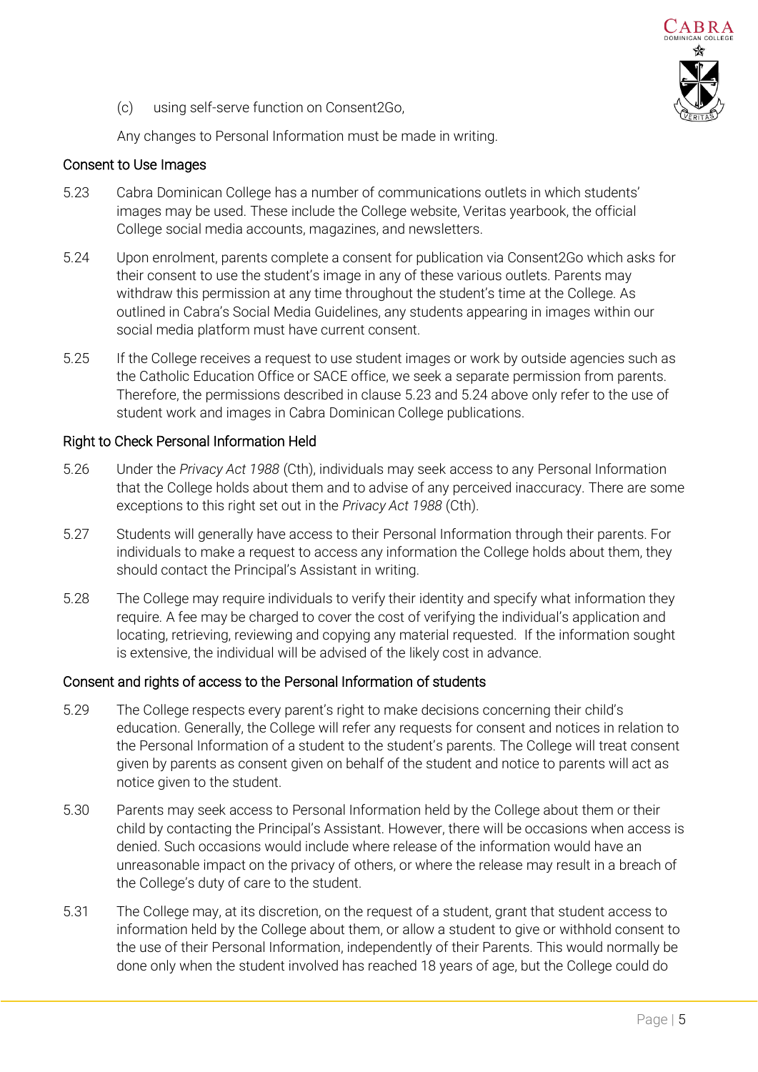(c) using self-serve function on Consent2Go,

Any changes to Personal Information must be made in writing.

### Consent to Use Images

5.23 Cabra Dominican College has a number of communications outlets in which students' images may be used. These include the College website, Veritas yearbook, the official College social media accounts, magazines, and newsletters.

5.24 Upon enrolment, parents complete a consent for publication via Consent2Go which asks for their consent to use the student's image in any of these various outlets. Parents may withdraw this permission at any time throughout the student's time at the College. As outlined in Cabra's Social Media Guidelines, any students appearing in images within our social media platform must have current consent.

5.25 If the College receives a request to use student images or work by outside agencies such as the Catholic Education Office or SACE office, we seek a separate permission from parents. Therefore, the permissions described in clause 5.23 and 5.24 above only refer to the use of student work and images in Cabra Dominican College publications.

### Right to Check Personal Information Held

5.26 Under the *Privacy Act 1988* (Cth), individuals may seek access to any Personal Information that the College holds about them and to advise of any perceived inaccuracy. There are some exceptions to this right set out in the *Privacy Act 1988* (Cth).

5.27 Students will generally have access to their Personal Information through their parents. For individuals to make a request to access any information the College holds about them, they should contact the Principal's Assistant in writing.

5.28 The College may require individuals to verify their identity and specify what information they require. A fee may be charged to cover the cost of verifying the individual's application and locating, retrieving, reviewing and copying any material requested. If the information sought is extensive, the individual will be advised of the likely cost in advance.

### Consent and rights of access to the Personal Information of students

5.29 The College respects every parent's right to make decisions concerning their child's education. Generally, the College will refer any requests for consent and notices in relation to the Personal Information of a student to the student's parents. The College will treat consent given by parents as consent given on behalf of the student and notice to parents will act as notice given to the student.

5.30 Parents may seek access to Personal Information held by the College about them or their child by contacting the Principal's Assistant. However, there will be occasions when access is denied. Such occasions would include where release of the information would have an unreasonable impact on the privacy of others, or where the release may result in a breach of the College's duty of care to the student.

5.31 The College may, at its discretion, on the request of a student, grant that student access to information held by the College about them, or allow a student to give or withhold consent to the use of their Personal Information, independently of their Parents. This would normally be done only when the student involved has reached 18 years of age, but the College could do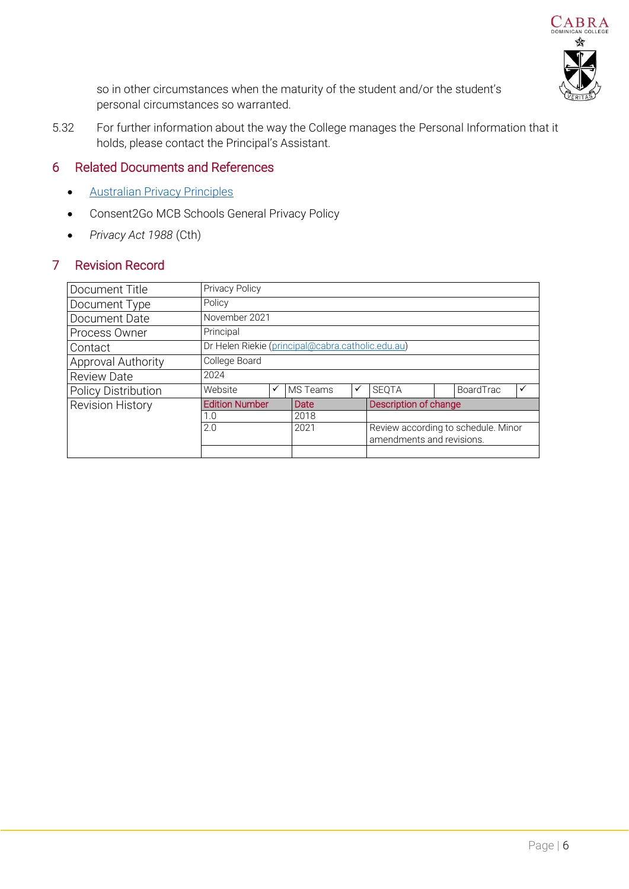so in other circumstances when the maturity of the student and/or the student's personal circumstances so warranted.

5.32 For further information about the way the College manages the Personal Information that it holds, please contact the Principal's Assistant.

## 6 Related Documents and References

- [Australian Privacy Principles]
- Consent2Go MCB Schools General Privacy Policy
- *Privacy Act 1988* (Cth)

## 7 Revision Record

| | | | | | | | |
|---|---|---|---|---|---|---|---|
| Document Title | Privacy Policy | | | | | | |
| Document Type | Policy | | | | | | |
| Document Date | November 2021 | | | | | | |
| Process Owner | Principal | | | | | | |
| Contact | Dr Helen Riekie (principal@cabra.catholic.edu.au) | | | | | | |
| Approval Authority | College Board | | | | | | |
| Review Date | 2024 | | | | | | |
| Policy Distribution | Website | ✓ | MS Teams | ✓ | SEQTA | BoardTrac | ✓ |
| Revision History | Edition Number | Date | Description of change | | | | |
| | 1.0 | 2018 | | | | | |
| | 2.0 | 2021 | Review according to schedule. Minor amendments and revisions. | | | | |
| | | | | | | | |